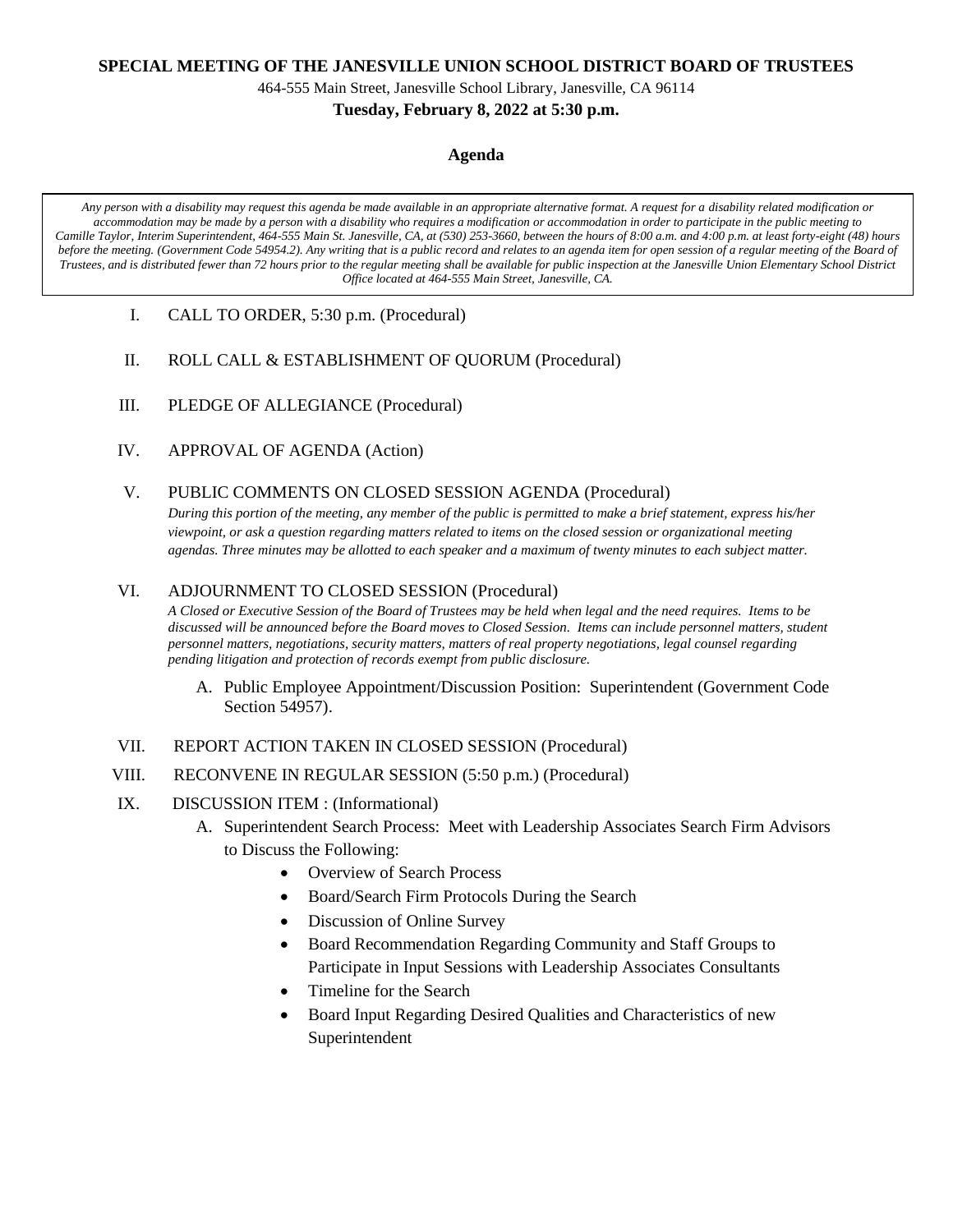**SPECIAL MEETING OF THE JANESVILLE UNION SCHOOL DISTRICT BOARD OF TRUSTEES**

464-555 Main Street, Janesville School Library, Janesville, CA 96114

**Tuesday, February 8, 2022 at 5:30 p.m.**

**Agenda**

*Any person with a disability may request this agenda be made available in an appropriate alternative format. A request for a disability related modification or accommodation may be made by a person with a disability who requires a modification or accommodation in order to participate in the public meeting to Camille Taylor, Interim Superintendent, 464-555 Main St. Janesville, CA, at (530) 253-3660, between the hours of 8:00 a.m. and 4:00 p.m. at least forty-eight (48) hours before the meeting. (Government Code 54954.2). Any writing that is a public record and relates to an agenda item for open session of a regular meeting of the Board of Trustees, and is distributed fewer than 72 hours prior to the regular meeting shall be available for public inspection at the Janesville Union Elementary School District Office located at 464-555 Main Street, Janesville, CA.*

I. CALL TO ORDER, 5:30 p.m. (Procedural)

II. ROLL CALL & ESTABLISHMENT OF QUORUM (Procedural)

III. PLEDGE OF ALLEGIANCE (Procedural)

IV. APPROVAL OF AGENDA (Action)

V. PUBLIC COMMENTS ON CLOSED SESSION AGENDA (Procedural)
*During this portion of the meeting, any member of the public is permitted to make a brief statement, express his/her viewpoint, or ask a question regarding matters related to items on the closed session or organizational meeting agendas. Three minutes may be allotted to each speaker and a maximum of twenty minutes to each subject matter.*

VI. ADJOURNMENT TO CLOSED SESSION (Procedural)
*A Closed or Executive Session of the Board of Trustees may be held when legal and the need requires. Items to be discussed will be announced before the Board moves to Closed Session. Items can include personnel matters, student personnel matters, negotiations, security matters, matters of real property negotiations, legal counsel regarding pending litigation and protection of records exempt from public disclosure.*

A. Public Employee Appointment/Discussion Position: Superintendent (Government Code Section 54957).

VII. REPORT ACTION TAKEN IN CLOSED SESSION (Procedural)

VIII. RECONVENE IN REGULAR SESSION (5:50 p.m.) (Procedural)

IX. DISCUSSION ITEM : (Informational)

A. Superintendent Search Process: Meet with Leadership Associates Search Firm Advisors to Discuss the Following:

- Overview of Search Process
- Board/Search Firm Protocols During the Search
- Discussion of Online Survey
- Board Recommendation Regarding Community and Staff Groups to Participate in Input Sessions with Leadership Associates Consultants
- Timeline for the Search
- Board Input Regarding Desired Qualities and Characteristics of new Superintendent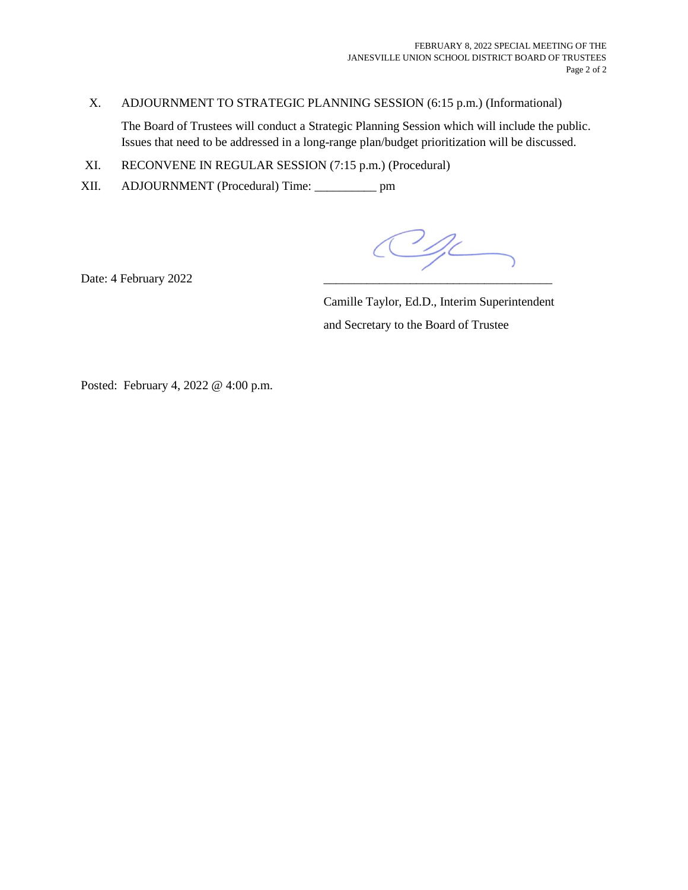X. ADJOURNMENT TO STRATEGIC PLANNING SESSION (6:15 p.m.) (Informational)

The Board of Trustees will conduct a Strategic Planning Session which will include the public. Issues that need to be addressed in a long-range plan/budget prioritization will be discussed.

XI. RECONVENE IN REGULAR SESSION (7:15 p.m.) (Procedural)

XII. ADJOURNMENT (Procedural) Time: __________ pm

Date: 4 February 2022

_____________________________________

Camille Taylor, Ed.D., Interim Superintendent
and Secretary to the Board of Trustee

Posted: February 4, 2022 @ 4:00 p.m.